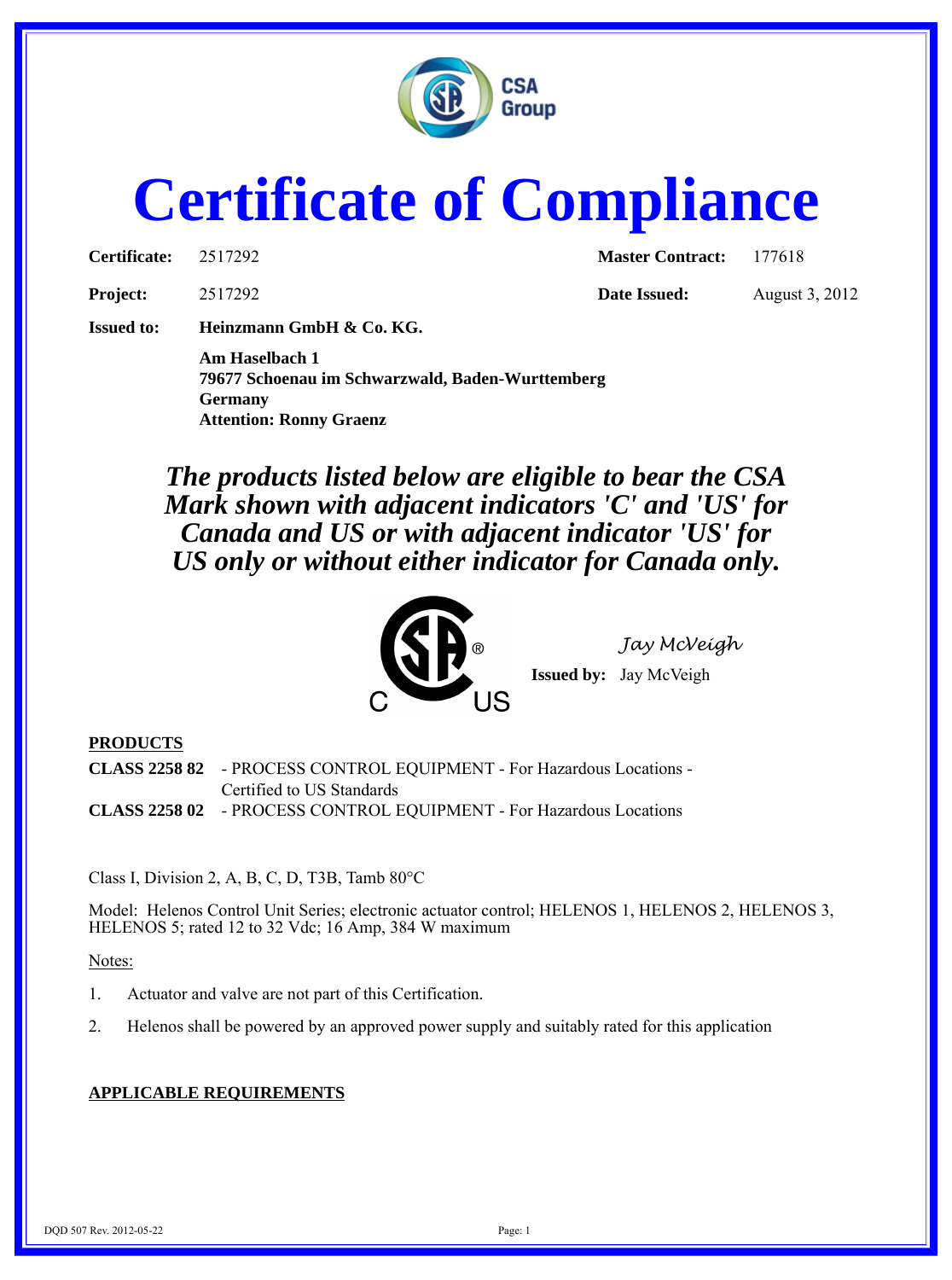# Certificate of Compliance

| | | | |
|---|---|---|---|
| **Certificate:** | 2517292 | **Master Contract:** | 177618 |
| **Project:** | 2517292 | **Date Issued:** | August 3, 2012 |

**Issued to:** **Heinzmann GmbH & Co. KG.**

**Am Haselbach 1**
**79677 Schoenau im Schwarzwald, Baden-Wurttemberg**
**Germany**
**Attention: Ronny Graenz**

***The products listed below are eligible to bear the CSA Mark shown with adjacent indicators 'C' and 'US' for Canada and US or with adjacent indicator 'US' for US only or without either indicator for Canada only.***

*Jay McVeigh*

**Issued by:** Jay McVeigh

**PRODUCTS**

**CLASS 2258 82** - PROCESS CONTROL EQUIPMENT - For Hazardous Locations - Certified to US Standards
**CLASS 2258 02** - PROCESS CONTROL EQUIPMENT - For Hazardous Locations

Class I, Division 2, A, B, C, D, T3B, Tamb 80°C

Model: Helenos Control Unit Series; electronic actuator control; HELENOS 1, HELENOS 2, HELENOS 3, HELENOS 5; rated 12 to 32 Vdc; 16 Amp, 384 W maximum

Notes:

1. Actuator and valve are not part of this Certification.
2. Helenos shall be powered by an approved power supply and suitably rated for this application

**APPLICABLE REQUIREMENTS**

DQD 507 Rev. 2012-05-22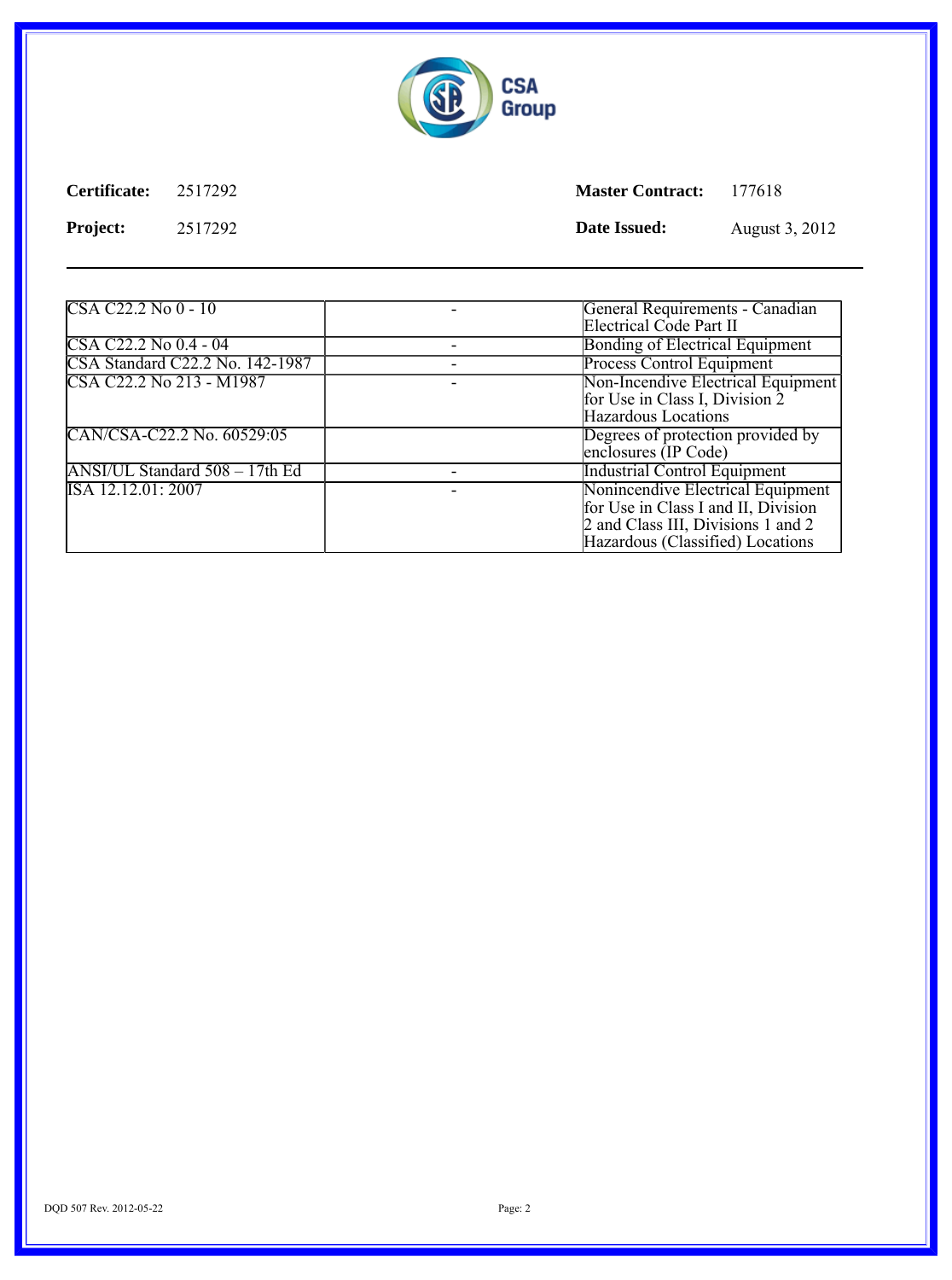**Certificate:** 2517292 **Master Contract:** 177618

**Project:** 2517292 **Date Issued:** August 3, 2012

| | | |
|---|---|---|
| CSA C22.2 No 0 - 10 | - | General Requirements - Canadian Electrical Code Part II |
| CSA C22.2 No 0.4 - 04 | - | Bonding of Electrical Equipment |
| CSA Standard C22.2 No. 142-1987 | - | Process Control Equipment |
| CSA C22.2 No 213 - M1987 | - | Non-Incendive Electrical Equipment for Use in Class I, Division 2 Hazardous Locations |
| CAN/CSA-C22.2 No. 60529:05 | | Degrees of protection provided by enclosures (IP Code) |
| ANSI/UL Standard 508 – 17th Ed | - | Industrial Control Equipment |
| ISA 12.12.01: 2007 | - | Nonincendive Electrical Equipment for Use in Class I and II, Division 2 and Class III, Divisions 1 and 2 Hazardous (Classified) Locations |

DQD 507 Rev. 2012-05-22